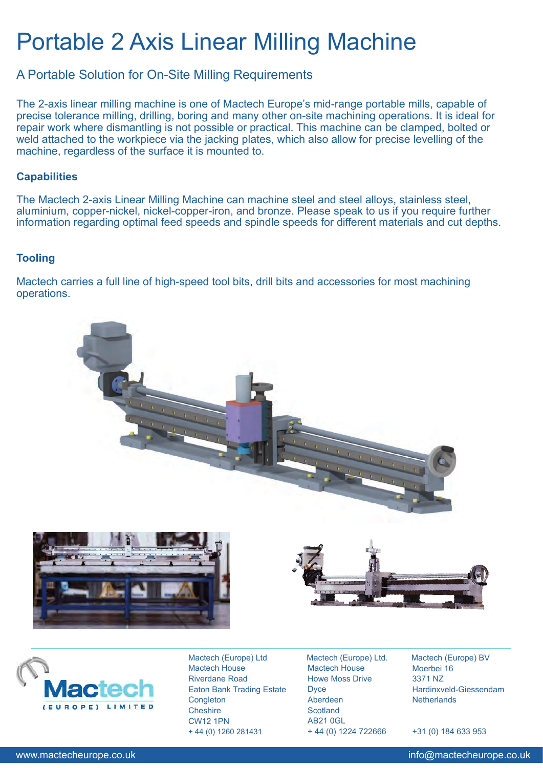# Portable 2 Axis Linear Milling Machine

## A Portable Solution for On-Site Milling Requirements

The 2-axis linear milling machine is one of Mactech Europe's mid-range portable mills, capable of precise tolerance milling, drilling, boring and many other on-site machining operations. It is ideal for repair work where dismantling is not possible or practical. This machine can be clamped, bolted or weld attached to the workpiece via the jacking plates, which also allow for precise levelling of the machine, regardless of the surface it is mounted to.

### Capabilities

The Mactech 2-axis Linear Milling Machine can machine steel and steel alloys, stainless steel, aluminium, copper-nickel, nickel-copper-iron, and bronze. Please speak to us if you require further information regarding optimal feed speeds and spindle speeds for different materials and cut depths.

### Tooling

Mactech carries a full line of high-speed tool bits, drill bits and accessories for most machining operations.

Mactech (Europe) Ltd
Mactech House
Riverdane Road
Eaton Bank Trading Estate
Congleton
Cheshire
CW12 1PN
+ 44 (0) 1260 281431

Mactech (Europe) Ltd.
Mactech House
Howe Moss Drive
Dyce
Aberdeen
Scotland
AB21 0GL
+ 44 (0) 1224 722666

Mactech (Europe) BV
Moerbei 16
3371 NZ
Hardinxveld-Giessendam
Netherlands
+31 (0) 184 633 953

www.mactecheurope.co.uk

info@mactecheurope.co.uk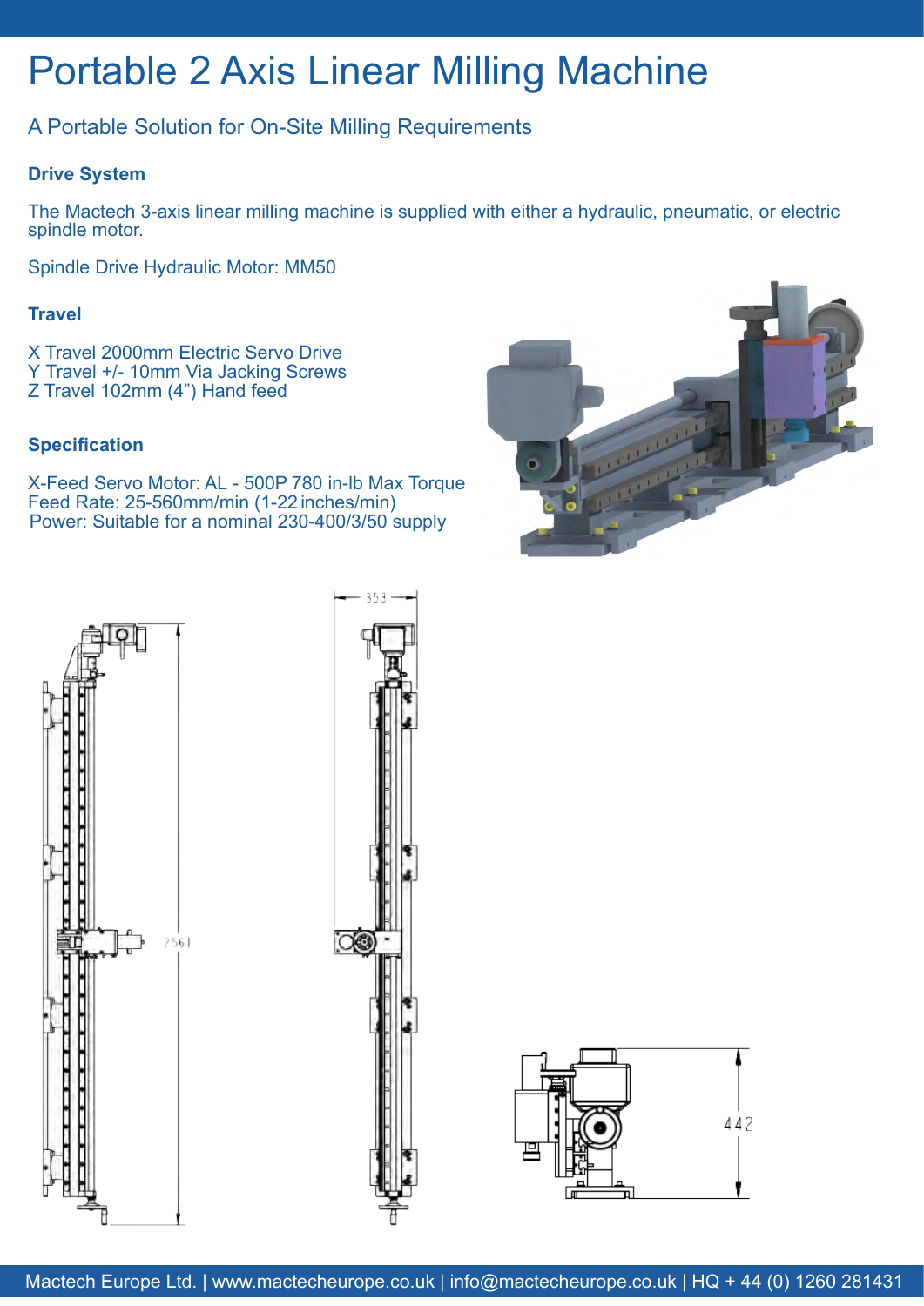# Portable 2 Axis Linear Milling Machine

## A Portable Solution for On-Site Milling Requirements

### Drive System

The Mactech 3-axis linear milling machine is supplied with either a hydraulic, pneumatic, or electric spindle motor.

Spindle Drive Hydraulic Motor: MM50

### Travel

X Travel 2000mm Electric Servo Drive
Y Travel +/- 10mm Via Jacking Screws
Z Travel 102mm (4") Hand feed

### Specification

X-Feed Servo Motor: AL - 500P 780 in-lb Max Torque
Feed Rate: 25-560mm/min (1-22 inches/min)
Power: Suitable for a nominal 230-400/3/50 supply

2561

353

442

Mactech Europe Ltd. | www.mactecheurope.co.uk | info@mactecheurope.co.uk | HQ + 44 (0) 1260 281431